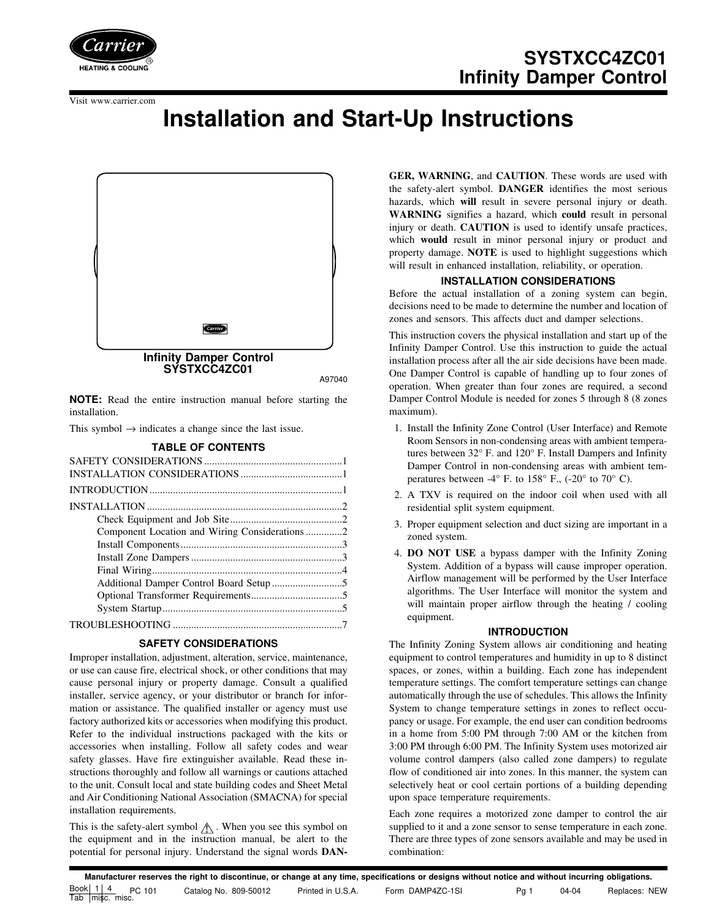# SYSTXCC4ZC01
# Infinity Damper Control

Visit www.carrier.com

# Installation and Start-Up Instructions

**Infinity Damper Control**
**SYSTXCC4ZC01**

A97040

**NOTE:** Read the entire instruction manual before starting the installation.

This symbol → indicates a change since the last issue.

## TABLE OF CONTENTS

| | |
|---|---|
| SAFETY CONSIDERATIONS | 1 |
| INSTALLATION CONSIDERATIONS | 1 |
| INTRODUCTION | 1 |
| INSTALLATION | 2 |
| Check Equipment and Job Site | 2 |
| Component Location and Wiring Considerations | 2 |
| Install Components | 3 |
| Install Zone Dampers | 3 |
| Final Wiring | 4 |
| Additional Damper Control Board Setup | 5 |
| Optional Transformer Requirements | 5 |
| System Startup | 5 |
| TROUBLESHOOTING | 7 |

## SAFETY CONSIDERATIONS

Improper installation, adjustment, alteration, service, maintenance, or use can cause fire, electrical shock, or other conditions that may cause personal injury or property damage. Consult a qualified installer, service agency, or your distributor or branch for information or assistance. The qualified installer or agency must use factory authorized kits or accessories when modifying this product. Refer to the individual instructions packaged with the kits or accessories when installing. Follow all safety codes and wear safety glasses. Have fire extinguisher available. Read these instructions thoroughly and follow all warnings or cautions attached to the unit. Consult local and state building codes and Sheet Metal and Air Conditioning National Association (SMACNA) for special installation requirements.

This is the safety-alert symbol ⚠. When you see this symbol on the equipment and in the instruction manual, be alert to the potential for personal injury. Understand the signal words **DANGER, WARNING**, and **CAUTION**. These words are used with the safety-alert symbol. **DANGER** identifies the most serious hazards, which **will** result in severe personal injury or death. **WARNING** signifies a hazard, which **could** result in personal injury or death. **CAUTION** is used to identify unsafe practices, which **would** result in minor personal injury or product and property damage. **NOTE** is used to highlight suggestions which will result in enhanced installation, reliability, or operation.

## INSTALLATION CONSIDERATIONS

Before the actual installation of a zoning system can begin, decisions need to be made to determine the number and location of zones and sensors. This affects duct and damper selections.

This instruction covers the physical installation and start up of the Infinity Damper Control. Use this instruction to guide the actual installation process after all the air side decisions have been made. One Damper Control is capable of handling up to four zones of operation. When greater than four zones are required, a second Damper Control Module is needed for zones 5 through 8 (8 zones maximum).

1. Install the Infinity Zone Control (User Interface) and Remote Room Sensors in non-condensing areas with ambient temperatures between 32° F. and 120° F. Install Dampers and Infinity Damper Control in non-condensing areas with ambient temperatures between -4° F. to 158° F., (-20° to 70° C).
2. A TXV is required on the indoor coil when used with all residential split system equipment.
3. Proper equipment selection and duct sizing are important in a zoned system.
4. **DO NOT USE** a bypass damper with the Infinity Zoning System. Addition of a bypass will cause improper operation. Airflow management will be performed by the User Interface algorithms. The User Interface will monitor the system and will maintain proper airflow through the heating / cooling equipment.

## INTRODUCTION

The Infinity Zoning System allows air conditioning and heating equipment to control temperatures and humidity in up to 8 distinct spaces, or zones, within a building. Each zone has independent temperature settings. The comfort temperature settings can change automatically through the use of schedules. This allows the Infinity System to change temperature settings in zones to reflect occupancy or usage. For example, the end user can condition bedrooms in a home from 5:00 PM through 7:00 AM or the kitchen from 3:00 PM through 6:00 PM. The Infinity System uses motorized air volume control dampers (also called zone dampers) to regulate flow of conditioned air into zones. In this manner, the system can selectively heat or cool certain portions of a building depending upon space temperature requirements.

Each zone requires a motorized zone damper to control the air supplied to it and a zone sensor to sense temperature in each zone. There are three types of zone sensors available and may be used in combination:

Manufacturer reserves the right to discontinue, or change at any time, specifications or designs without notice and without incurring obligations.

Book 1 4 Tab misc. misc. PC 101 Catalog No. 809-50012 Printed in U.S.A. Form DAMP4ZC-1SI Pg 1 04-04 Replaces: NEW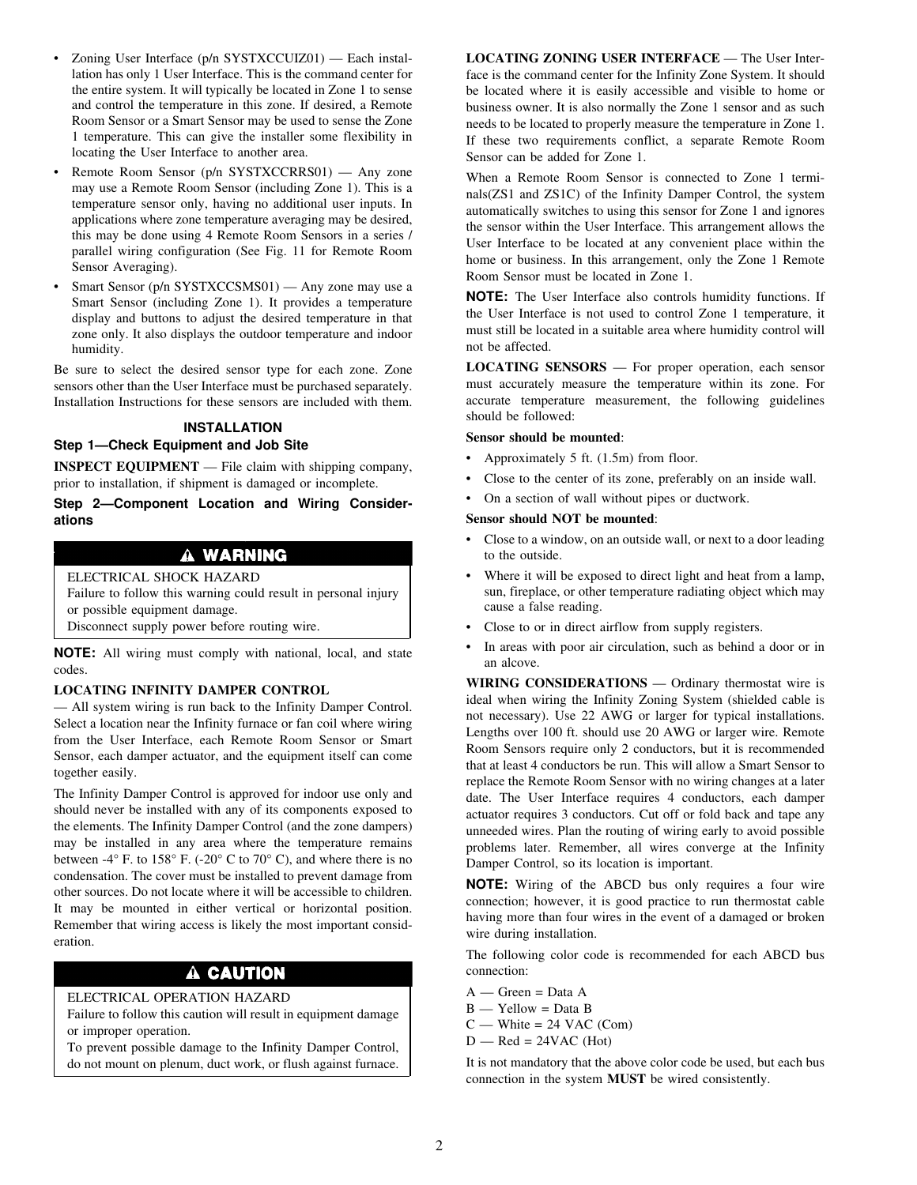- Zoning User Interface (p/n SYSTXCCUIZ01) — Each installation has only 1 User Interface. This is the command center for the entire system. It will typically be located in Zone 1 to sense and control the temperature in this zone. If desired, a Remote Room Sensor or a Smart Sensor may be used to sense the Zone 1 temperature. This can give the installer some flexibility in locating the User Interface to another area.
- Remote Room Sensor (p/n SYSTXCCRRS01) — Any zone may use a Remote Room Sensor (including Zone 1). This is a temperature sensor only, having no additional user inputs. In applications where zone temperature averaging may be desired, this may be done using 4 Remote Room Sensors in a series / parallel wiring configuration (See Fig. 11 for Remote Room Sensor Averaging).
- Smart Sensor (p/n SYSTXCCSMS01) — Any zone may use a Smart Sensor (including Zone 1). It provides a temperature display and buttons to adjust the desired temperature in that zone only. It also displays the outdoor temperature and indoor humidity.

Be sure to select the desired sensor type for each zone. Zone sensors other than the User Interface must be purchased separately. Installation Instructions for these sensors are included with them.

## INSTALLATION

### Step 1—Check Equipment and Job Site

**INSPECT EQUIPMENT** — File claim with shipping company, prior to installation, if shipment is damaged or incomplete.

### Step 2—Component Location and Wiring Considerations

> **⚠ WARNING**
>
> ELECTRICAL SHOCK HAZARD
>
> Failure to follow this warning could result in personal injury or possible equipment damage.
>
> Disconnect supply power before routing wire.

**NOTE:** All wiring must comply with national, local, and state codes.

**LOCATING INFINITY DAMPER CONTROL** — All system wiring is run back to the Infinity Damper Control. Select a location near the Infinity furnace or fan coil where wiring from the User Interface, each Remote Room Sensor or Smart Sensor, each damper actuator, and the equipment itself can come together easily.

The Infinity Damper Control is approved for indoor use only and should never be installed with any of its components exposed to the elements. The Infinity Damper Control (and the zone dampers) may be installed in any area where the temperature remains between -4° F. to 158° F. (-20° C to 70° C), and where there is no condensation. The cover must be installed to prevent damage from other sources. Do not locate where it will be accessible to children. It may be mounted in either vertical or horizontal position. Remember that wiring access is likely the most important consideration.

> **⚠ CAUTION**
>
> ELECTRICAL OPERATION HAZARD
>
> Failure to follow this caution will result in equipment damage or improper operation.
>
> To prevent possible damage to the Infinity Damper Control, do not mount on plenum, duct work, or flush against furnace.

**LOCATING ZONING USER INTERFACE** — The User Interface is the command center for the Infinity Zone System. It should be located where it is easily accessible and visible to home or business owner. It is also normally the Zone 1 sensor and as such needs to be located to properly measure the temperature in Zone 1. If these two requirements conflict, a separate Remote Room Sensor can be added for Zone 1.

When a Remote Room Sensor is connected to Zone 1 terminals(ZS1 and ZS1C) of the Infinity Damper Control, the system automatically switches to using this sensor for Zone 1 and ignores the sensor within the User Interface. This arrangement allows the User Interface to be located at any convenient place within the home or business. In this arrangement, only the Zone 1 Remote Room Sensor must be located in Zone 1.

**NOTE:** The User Interface also controls humidity functions. If the User Interface is not used to control Zone 1 temperature, it must still be located in a suitable area where humidity control will not be affected.

**LOCATING SENSORS** — For proper operation, each sensor must accurately measure the temperature within its zone. For accurate temperature measurement, the following guidelines should be followed:

**Sensor should be mounted**:

- Approximately 5 ft. (1.5m) from floor.
- Close to the center of its zone, preferably on an inside wall.
- On a section of wall without pipes or ductwork.

**Sensor should NOT be mounted**:

- Close to a window, on an outside wall, or next to a door leading to the outside.
- Where it will be exposed to direct light and heat from a lamp, sun, fireplace, or other temperature radiating object which may cause a false reading.
- Close to or in direct airflow from supply registers.
- In areas with poor air circulation, such as behind a door or in an alcove.

**WIRING CONSIDERATIONS** — Ordinary thermostat wire is ideal when wiring the Infinity Zoning System (shielded cable is not necessary). Use 22 AWG or larger for typical installations. Lengths over 100 ft. should use 20 AWG or larger wire. Remote Room Sensors require only 2 conductors, but it is recommended that at least 4 conductors be run. This will allow a Smart Sensor to replace the Remote Room Sensor with no wiring changes at a later date. The User Interface requires 4 conductors, each damper actuator requires 3 conductors. Cut off or fold back and tape any unneeded wires. Plan the routing of wiring early to avoid possible problems later. Remember, all wires converge at the Infinity Damper Control, so its location is important.

**NOTE:** Wiring of the ABCD bus only requires a four wire connection; however, it is good practice to run thermostat cable having more than four wires in the event of a damaged or broken wire during installation.

The following color code is recommended for each ABCD bus connection:

A — Green = Data A
B — Yellow = Data B
C — White = 24 VAC (Com)
D — Red = 24VAC (Hot)

It is not mandatory that the above color code be used, but each bus connection in the system **MUST** be wired consistently.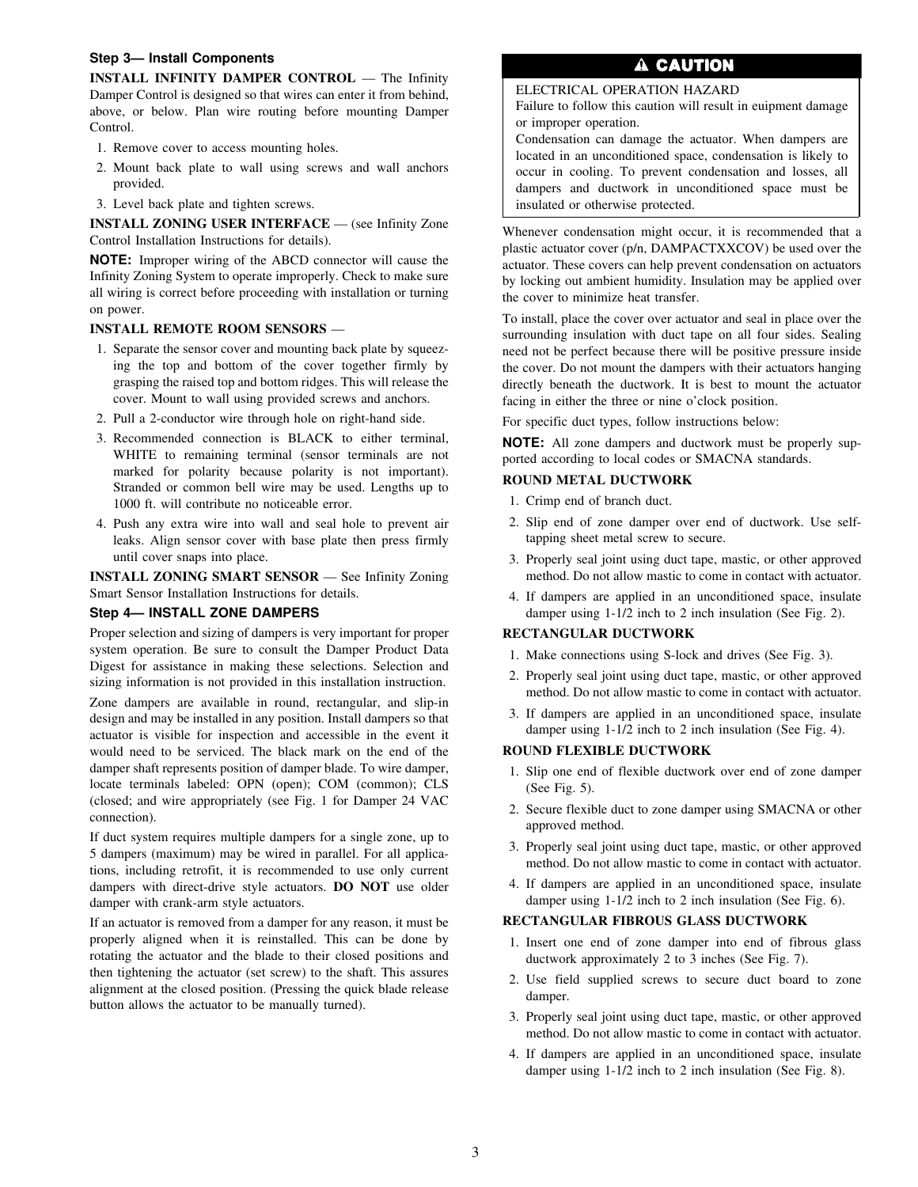### Step 3— Install Components

**INSTALL INFINITY DAMPER CONTROL** — The Infinity Damper Control is designed so that wires can enter it from behind, above, or below. Plan wire routing before mounting Damper Control.

1. Remove cover to access mounting holes.
2. Mount back plate to wall using screws and wall anchors provided.
3. Level back plate and tighten screws.

**INSTALL ZONING USER INTERFACE** — (see Infinity Zone Control Installation Instructions for details).

**NOTE:** Improper wiring of the ABCD connector will cause the Infinity Zoning System to operate improperly. Check to make sure all wiring is correct before proceeding with installation or turning on power.

**INSTALL REMOTE ROOM SENSORS** —

1. Separate the sensor cover and mounting back plate by squeezing the top and bottom of the cover together firmly by grasping the raised top and bottom ridges. This will release the cover. Mount to wall using provided screws and anchors.
2. Pull a 2-conductor wire through hole on right-hand side.
3. Recommended connection is BLACK to either terminal, WHITE to remaining terminal (sensor terminals are not marked for polarity because polarity is not important). Stranded or common bell wire may be used. Lengths up to 1000 ft. will contribute no noticeable error.
4. Push any extra wire into wall and seal hole to prevent air leaks. Align sensor cover with base plate then press firmly until cover snaps into place.

**INSTALL ZONING SMART SENSOR** — See Infinity Zoning Smart Sensor Installation Instructions for details.

### Step 4— INSTALL ZONE DAMPERS

Proper selection and sizing of dampers is very important for proper system operation. Be sure to consult the Damper Product Data Digest for assistance in making these selections. Selection and sizing information is not provided in this installation instruction.

Zone dampers are available in round, rectangular, and slip-in design and may be installed in any position. Install dampers so that actuator is visible for inspection and accessible in the event it would need to be serviced. The black mark on the end of the damper shaft represents position of damper blade. To wire damper, locate terminals labeled: OPN (open); COM (common); CLS (closed; and wire appropriately (see Fig. 1 for Damper 24 VAC connection).

If duct system requires multiple dampers for a single zone, up to 5 dampers (maximum) may be wired in parallel. For all applications, including retrofit, it is recommended to use only current dampers with direct-drive style actuators. **DO NOT** use older damper with crank-arm style actuators.

If an actuator is removed from a damper for any reason, it must be properly aligned when it is reinstalled. This can be done by rotating the actuator and the blade to their closed positions and then tightening the actuator (set screw) to the shaft. This assures alignment at the closed position. (Pressing the quick blade release button allows the actuator to be manually turned).

**⚠ CAUTION**

ELECTRICAL OPERATION HAZARD

Failure to follow this caution will result in euipment damage or improper operation.

Condensation can damage the actuator. When dampers are located in an unconditioned space, condensation is likely to occur in cooling. To prevent condensation and losses, all dampers and ductwork in unconditioned space must be insulated or otherwise protected.

Whenever condensation might occur, it is recommended that a plastic actuator cover (p/n, DAMPACTXXCOV) be used over the actuator. These covers can help prevent condensation on actuators by locking out ambient humidity. Insulation may be applied over the cover to minimize heat transfer.

To install, place the cover over actuator and seal in place over the surrounding insulation with duct tape on all four sides. Sealing need not be perfect because there will be positive pressure inside the cover. Do not mount the dampers with their actuators hanging directly beneath the ductwork. It is best to mount the actuator facing in either the three or nine o'clock position.

For specific duct types, follow instructions below:

**NOTE:** All zone dampers and ductwork must be properly supported according to local codes or SMACNA standards.

**ROUND METAL DUCTWORK**

1. Crimp end of branch duct.
2. Slip end of zone damper over end of ductwork. Use self-tapping sheet metal screw to secure.
3. Properly seal joint using duct tape, mastic, or other approved method. Do not allow mastic to come in contact with actuator.
4. If dampers are applied in an unconditioned space, insulate damper using 1-1/2 inch to 2 inch insulation (See Fig. 2).

**RECTANGULAR DUCTWORK**

1. Make connections using S-lock and drives (See Fig. 3).
2. Properly seal joint using duct tape, mastic, or other approved method. Do not allow mastic to come in contact with actuator.
3. If dampers are applied in an unconditioned space, insulate damper using 1-1/2 inch to 2 inch insulation (See Fig. 4).

**ROUND FLEXIBLE DUCTWORK**

1. Slip one end of flexible ductwork over end of zone damper (See Fig. 5).
2. Secure flexible duct to zone damper using SMACNA or other approved method.
3. Properly seal joint using duct tape, mastic, or other approved method. Do not allow mastic to come in contact with actuator.
4. If dampers are applied in an unconditioned space, insulate damper using 1-1/2 inch to 2 inch insulation (See Fig. 6).

**RECTANGULAR FIBROUS GLASS DUCTWORK**

1. Insert one end of zone damper into end of fibrous glass ductwork approximately 2 to 3 inches (See Fig. 7).
2. Use field supplied screws to secure duct board to zone damper.
3. Properly seal joint using duct tape, mastic, or other approved method. Do not allow mastic to come in contact with actuator.
4. If dampers are applied in an unconditioned space, insulate damper using 1-1/2 inch to 2 inch insulation (See Fig. 8).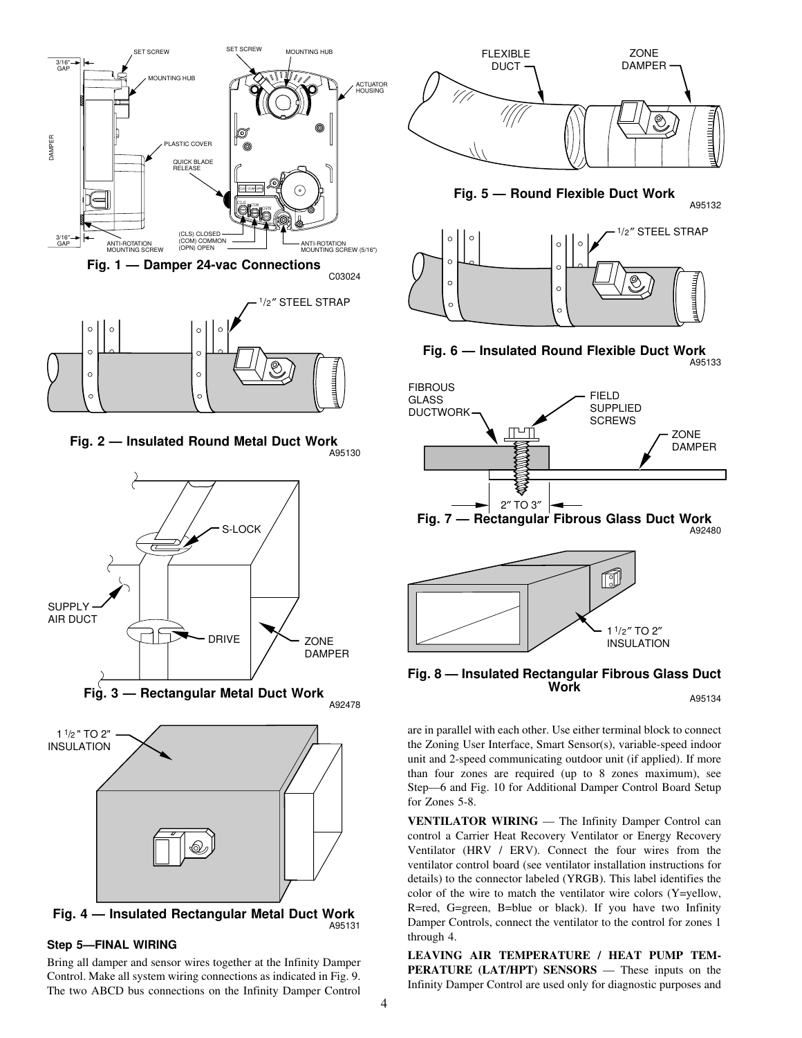Fig. 1 — Damper 24-vac Connections

C03024

Fig. 2 — Insulated Round Metal Duct Work

A95130

Fig. 3 — Rectangular Metal Duct Work

A92478

Fig. 4 — Insulated Rectangular Metal Duct Work

A95131

### Step 5—FINAL WIRING

Bring all damper and sensor wires together at the Infinity Damper Control. Make all system wiring connections as indicated in Fig. 9. The two ABCD bus connections on the Infinity Damper Control

Fig. 5 — Round Flexible Duct Work

A95132

Fig. 6 — Insulated Round Flexible Duct Work

A95133

Fig. 7 — Rectangular Fibrous Glass Duct Work

A92480

Fig. 8 — Insulated Rectangular Fibrous Glass Duct Work

A95134

are in parallel with each other. Use either terminal block to connect the Zoning User Interface, Smart Sensor(s), variable-speed indoor unit and 2-speed communicating outdoor unit (if applied). If more than four zones are required (up to 8 zones maximum), see Step—6 and Fig. 10 for Additional Damper Control Board Setup for Zones 5-8.

**VENTILATOR WIRING** — The Infinity Damper Control can control a Carrier Heat Recovery Ventilator or Energy Recovery Ventilator (HRV / ERV). Connect the four wires from the ventilator control board (see ventilator installation instructions for details) to the connector labeled (YRGB). This label identifies the color of the wire to match the ventilator wire colors (Y=yellow, R=red, G=green, B=blue or black). If you have two Infinity Damper Controls, connect the ventilator to the control for zones 1 through 4.

**LEAVING AIR TEMPERATURE / HEAT PUMP TEMPERATURE (LAT/HPT) SENSORS** — These inputs on the Infinity Damper Control are used only for diagnostic purposes and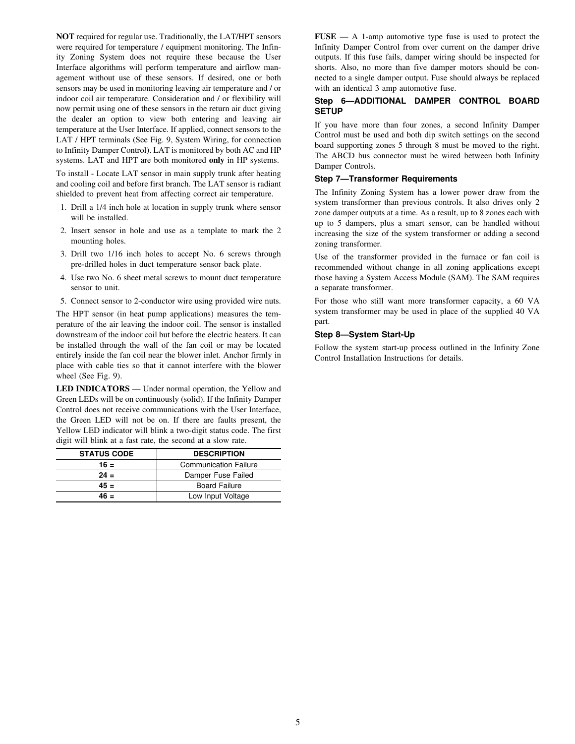**NOT** required for regular use. Traditionally, the LAT/HPT sensors were required for temperature / equipment monitoring. The Infinity Zoning System does not require these because the User Interface algorithms will perform temperature and airflow management without use of these sensors. If desired, one or both sensors may be used in monitoring leaving air temperature and / or indoor coil air temperature. Consideration and / or flexibility will now permit using one of these sensors in the return air duct giving the dealer an option to view both entering and leaving air temperature at the User Interface. If applied, connect sensors to the LAT / HPT terminals (See Fig. 9, System Wiring, for connection to Infinity Damper Control). LAT is monitored by both AC and HP systems. LAT and HPT are both monitored **only** in HP systems.

To install - Locate LAT sensor in main supply trunk after heating and cooling coil and before first branch. The LAT sensor is radiant shielded to prevent heat from affecting correct air temperature.

1. Drill a 1/4 inch hole at location in supply trunk where sensor will be installed.
2. Insert sensor in hole and use as a template to mark the 2 mounting holes.
3. Drill two 1/16 inch holes to accept No. 6 screws through pre-drilled holes in duct temperature sensor back plate.
4. Use two No. 6 sheet metal screws to mount duct temperature sensor to unit.
5. Connect sensor to 2-conductor wire using provided wire nuts.

The HPT sensor (in heat pump applications) measures the temperature of the air leaving the indoor coil. The sensor is installed downstream of the indoor coil but before the electric heaters. It can be installed through the wall of the fan coil or may be located entirely inside the fan coil near the blower inlet. Anchor firmly in place with cable ties so that it cannot interfere with the blower wheel (See Fig. 9).

**LED INDICATORS** — Under normal operation, the Yellow and Green LEDs will be on continuously (solid). If the Infinity Damper Control does not receive communications with the User Interface, the Green LED will not be on. If there are faults present, the Yellow LED indicator will blink a two-digit status code. The first digit will blink at a fast rate, the second at a slow rate.

| STATUS CODE | DESCRIPTION |
|---|---|
| **16 =** | Communication Failure |
| **24 =** | Damper Fuse Failed |
| **45 =** | Board Failure |
| **46 =** | Low Input Voltage |

**FUSE** — A 1-amp automotive type fuse is used to protect the Infinity Damper Control from over current on the damper drive outputs. If this fuse fails, damper wiring should be inspected for shorts. Also, no more than five damper motors should be connected to a single damper output. Fuse should always be replaced with an identical 3 amp automotive fuse.

### Step 6—ADDITIONAL DAMPER CONTROL BOARD SETUP

If you have more than four zones, a second Infinity Damper Control must be used and both dip switch settings on the second board supporting zones 5 through 8 must be moved to the right. The ABCD bus connector must be wired between both Infinity Damper Controls.

### Step 7—Transformer Requirements

The Infinity Zoning System has a lower power draw from the system transformer than previous controls. It also drives only 2 zone damper outputs at a time. As a result, up to 8 zones each with up to 5 dampers, plus a smart sensor, can be handled without increasing the size of the system transformer or adding a second zoning transformer.

Use of the transformer provided in the furnace or fan coil is recommended without change in all zoning applications except those having a System Access Module (SAM). The SAM requires a separate transformer.

For those who still want more transformer capacity, a 60 VA system transformer may be used in place of the supplied 40 VA part.

### Step 8—System Start-Up

Follow the system start-up process outlined in the Infinity Zone Control Installation Instructions for details.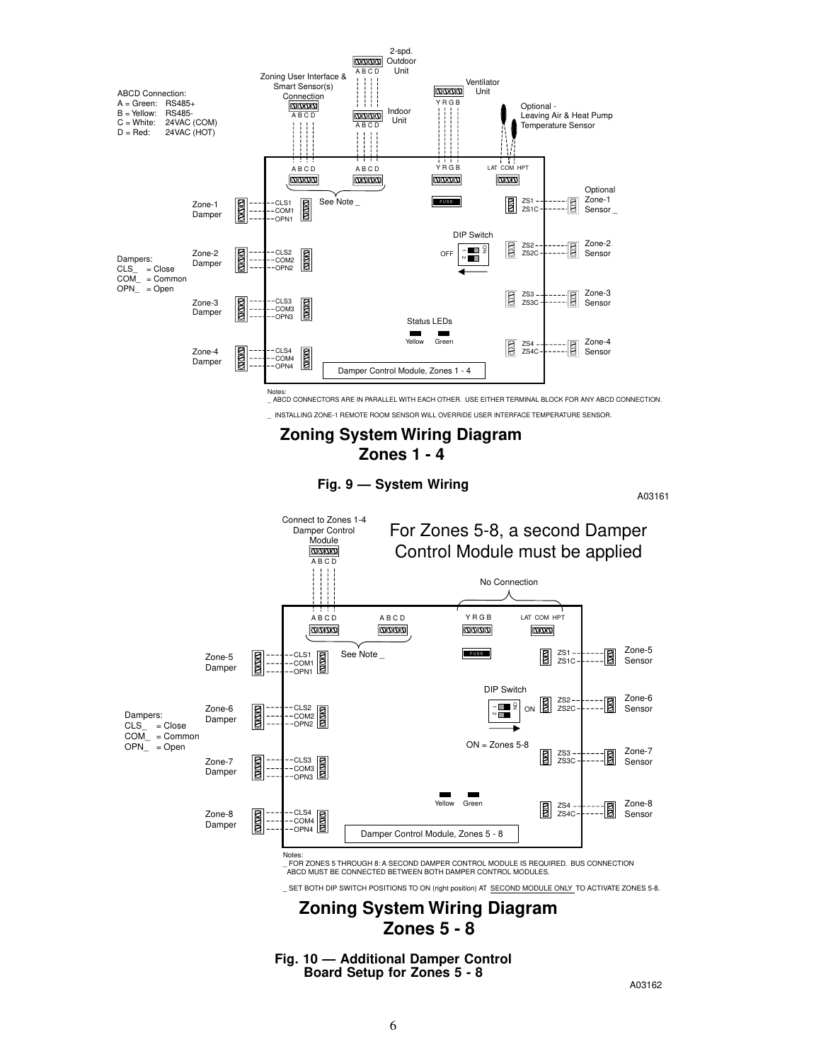ABCD Connection:
A = Green: RS485+
B = Yellow: RS485-
C = White: 24VAC (COM)
D = Red: 24VAC (HOT)

Zoning User Interface & Smart Sensor(s) Connection

2-spd. Outdoor Unit

Indoor Unit

Ventilator Unit

Optional - Leaving Air & Heat Pump Temperature Sensor

Dampers:
CLS_ = Close
COM_ = Common
OPN_ = Open

Notes:
_ ABCD CONNECTORS ARE IN PARALLEL WITH EACH OTHER. USE EITHER TERMINAL BLOCK FOR ANY ABCD CONNECTION.

_ INSTALLING ZONE-1 REMOTE ROOM SENSOR WILL OVERRIDE USER INTERFACE TEMPERATURE SENSOR.

**Zoning System Wiring Diagram Zones 1 - 4**

**Fig. 9 — System Wiring**

A03161

For Zones 5-8, a second Damper Control Module must be applied

Connect to Zones 1-4 Damper Control Module

No Connection

ON = Zones 5-8

Dampers:
CLS_ = Close
COM_ = Common
OPN_ = Open

Notes:
_ FOR ZONES 5 THROUGH 8: A SECOND DAMPER CONTROL MODULE IS REQUIRED. BUS CONNECTION ABCD MUST BE CONNECTED BETWEEN BOTH DAMPER CONTROL MODULES.

_ SET BOTH DIP SWITCH POSITIONS TO ON (right position) AT SECOND MODULE ONLY TO ACTIVATE ZONES 5-8.

**Zoning System Wiring Diagram Zones 5 - 8**

**Fig. 10 — Additional Damper Control Board Setup for Zones 5 - 8**

A03162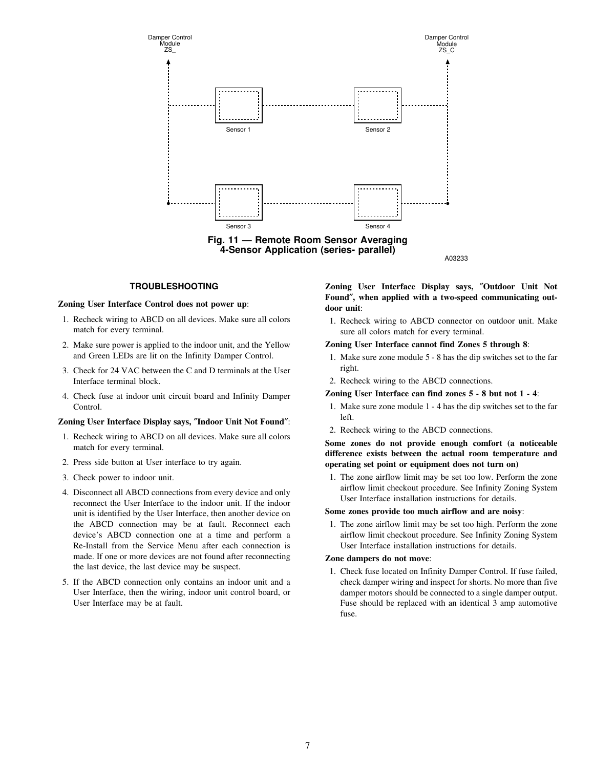Damper Control Module ZS_

Damper Control Module ZS_C

Sensor 1

Sensor 2

Sensor 3

Sensor 4

**Fig. 11 — Remote Room Sensor Averaging 4-Sensor Application (series- parallel)**

A03233

## TROUBLESHOOTING

**Zoning User Interface Control does not power up**:

1. Recheck wiring to ABCD on all devices. Make sure all colors match for every terminal.
2. Make sure power is applied to the indoor unit, and the Yellow and Green LEDs are lit on the Infinity Damper Control.
3. Check for 24 VAC between the C and D terminals at the User Interface terminal block.
4. Check fuse at indoor unit circuit board and Infinity Damper Control.

**Zoning User Interface Display says, "Indoor Unit Not Found"**:

1. Recheck wiring to ABCD on all devices. Make sure all colors match for every terminal.
2. Press side button at User interface to try again.
3. Check power to indoor unit.
4. Disconnect all ABCD connections from every device and only reconnect the User Interface to the indoor unit. If the indoor unit is identified by the User Interface, then another device on the ABCD connection may be at fault. Reconnect each device's ABCD connection one at a time and perform a Re-Install from the Service Menu after each connection is made. If one or more devices are not found after reconnecting the last device, the last device may be suspect.
5. If the ABCD connection only contains an indoor unit and a User Interface, then the wiring, indoor unit control board, or User Interface may be at fault.

**Zoning User Interface Display says, "Outdoor Unit Not Found", when applied with a two-speed communicating outdoor unit**:

1. Recheck wiring to ABCD connector on outdoor unit. Make sure all colors match for every terminal.

**Zoning User Interface cannot find Zones 5 through 8**:

1. Make sure zone module 5 - 8 has the dip switches set to the far right.
2. Recheck wiring to the ABCD connections.

**Zoning User Interface can find zones 5 - 8 but not 1 - 4**:

1. Make sure zone module 1 - 4 has the dip switches set to the far left.
2. Recheck wiring to the ABCD connections.

**Some zones do not provide enough comfort (a noticeable difference exists between the actual room temperature and operating set point or equipment does not turn on)**

1. The zone airflow limit may be set too low. Perform the zone airflow limit checkout procedure. See Infinity Zoning System User Interface installation instructions for details.

**Some zones provide too much airflow and are noisy**:

1. The zone airflow limit may be set too high. Perform the zone airflow limit checkout procedure. See Infinity Zoning System User Interface installation instructions for details.

**Zone dampers do not move**:

1. Check fuse located on Infinity Damper Control. If fuse failed, check damper wiring and inspect for shorts. No more than five damper motors should be connected to a single damper output. Fuse should be replaced with an identical 3 amp automotive fuse.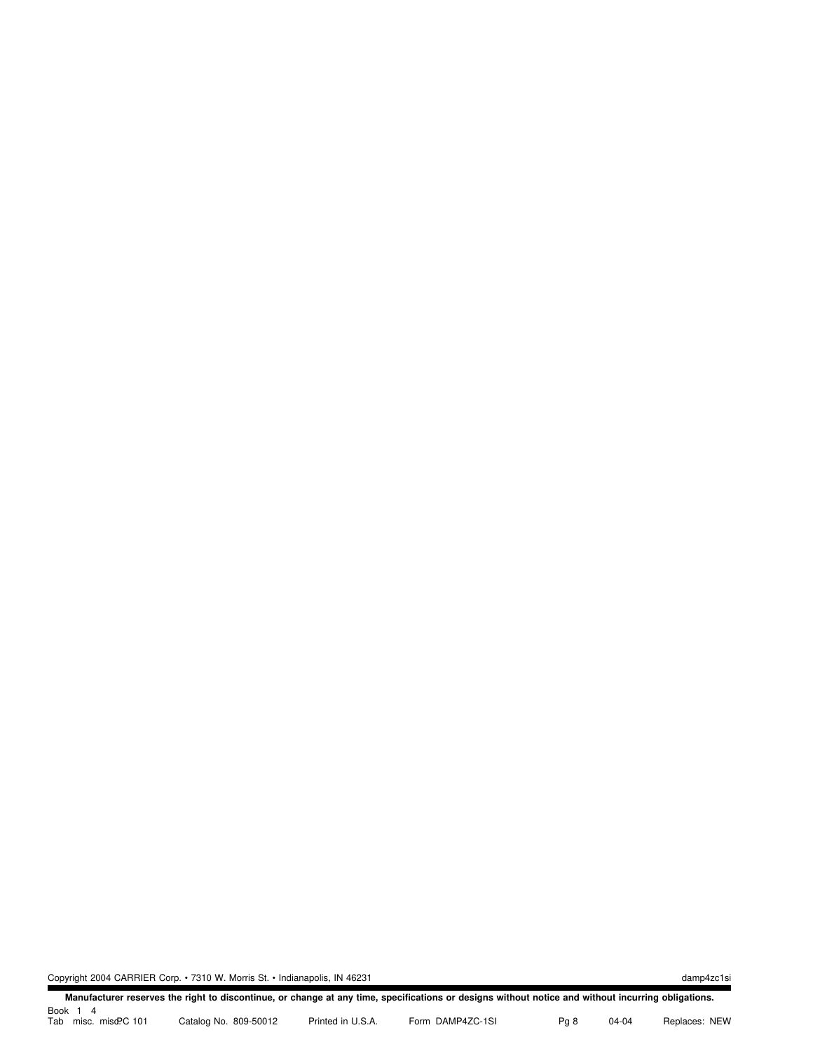Copyright 2004 CARRIER Corp. • 7310 W. Morris St. • Indianapolis, IN 46231 damp4zc1si

**Manufacturer reserves the right to discontinue, or change at any time, specifications or designs without notice and without incurring obligations.**

Book 1 4
Tab misc. misc. PC 101 Catalog No. 809-50012 Printed in U.S.A. Form DAMP4ZC-1SI 04-04 Replaces: NEW